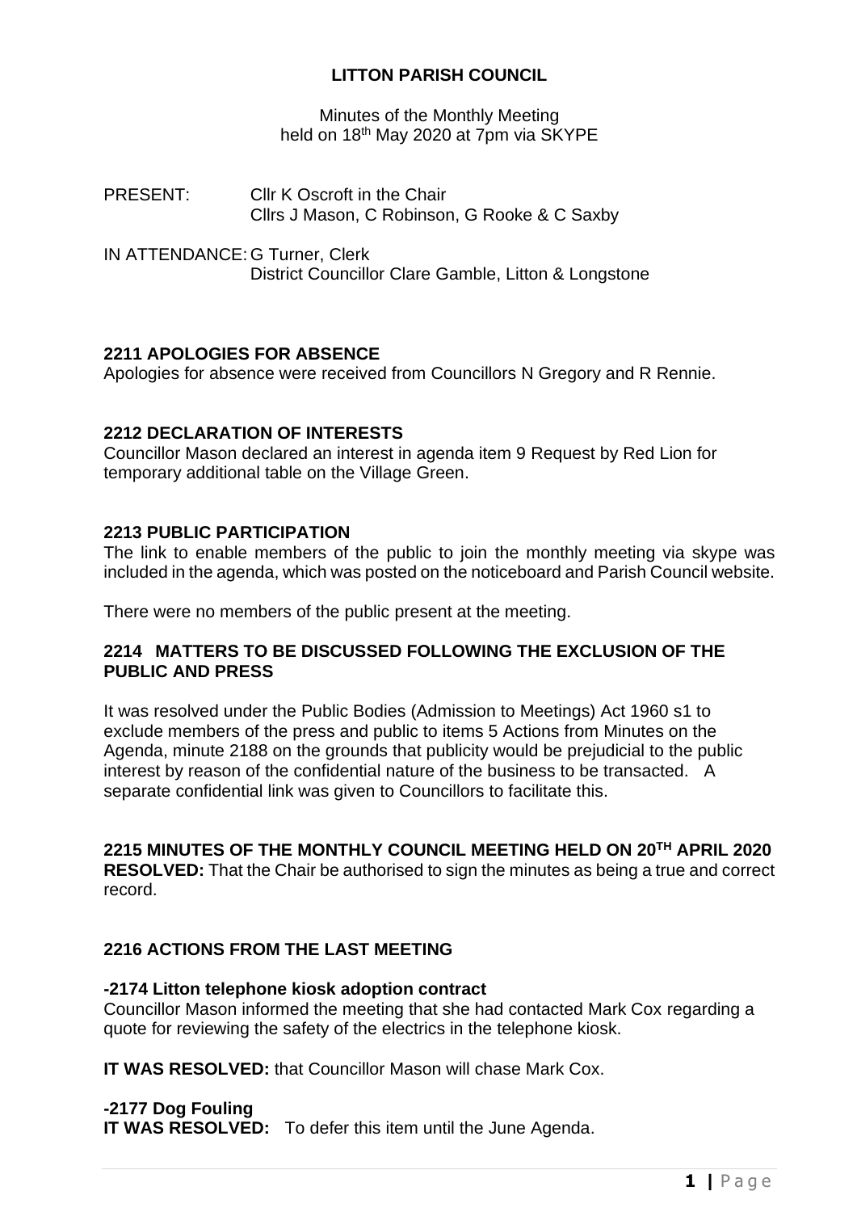# LITTON PARISH COUNCIL

Minutes of the Monthly Meeting
held on 18th May 2020 at 7pm via SKYPE

PRESENT: Cllr K Oscroft in the Chair
Cllrs J Mason, C Robinson, G Rooke & C Saxby

IN ATTENDANCE: G Turner, Clerk
District Councillor Clare Gamble, Litton & Longstone

## 2211 APOLOGIES FOR ABSENCE

Apologies for absence were received from Councillors N Gregory and R Rennie.

## 2212 DECLARATION OF INTERESTS

Councillor Mason declared an interest in agenda item 9 Request by Red Lion for temporary additional table on the Village Green.

## 2213 PUBLIC PARTICIPATION

The link to enable members of the public to join the monthly meeting via skype was included in the agenda, which was posted on the noticeboard and Parish Council website.

There were no members of the public present at the meeting.

## 2214 MATTERS TO BE DISCUSSED FOLLOWING THE EXCLUSION OF THE PUBLIC AND PRESS

It was resolved under the Public Bodies (Admission to Meetings) Act 1960 s1 to exclude members of the press and public to items 5 Actions from Minutes on the Agenda, minute 2188 on the grounds that publicity would be prejudicial to the public interest by reason of the confidential nature of the business to be transacted. A separate confidential link was given to Councillors to facilitate this.

## 2215 MINUTES OF THE MONTHLY COUNCIL MEETING HELD ON 20TH APRIL 2020

**RESOLVED:** That the Chair be authorised to sign the minutes as being a true and correct record.

## 2216 ACTIONS FROM THE LAST MEETING

**-2174 Litton telephone kiosk adoption contract**

Councillor Mason informed the meeting that she had contacted Mark Cox regarding a quote for reviewing the safety of the electrics in the telephone kiosk.

**IT WAS RESOLVED:** that Councillor Mason will chase Mark Cox.

**-2177 Dog Fouling**

**IT WAS RESOLVED:** To defer this item until the June Agenda.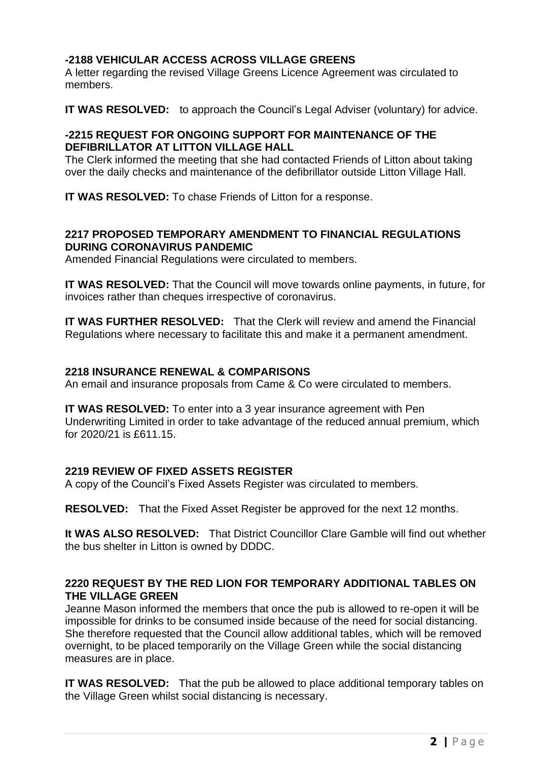### -2188 VEHICULAR ACCESS ACROSS VILLAGE GREENS

A letter regarding the revised Village Greens Licence Agreement was circulated to members.

**IT WAS RESOLVED:** to approach the Council's Legal Adviser (voluntary) for advice.

### -2215 REQUEST FOR ONGOING SUPPORT FOR MAINTENANCE OF THE DEFIBRILLATOR AT LITTON VILLAGE HALL

The Clerk informed the meeting that she had contacted Friends of Litton about taking over the daily checks and maintenance of the defibrillator outside Litton Village Hall.

**IT WAS RESOLVED:** To chase Friends of Litton for a response.

### 2217 PROPOSED TEMPORARY AMENDMENT TO FINANCIAL REGULATIONS DURING CORONAVIRUS PANDEMIC

Amended Financial Regulations were circulated to members.

**IT WAS RESOLVED:** That the Council will move towards online payments, in future, for invoices rather than cheques irrespective of coronavirus.

**IT WAS FURTHER RESOLVED:** That the Clerk will review and amend the Financial Regulations where necessary to facilitate this and make it a permanent amendment.

### 2218 INSURANCE RENEWAL & COMPARISONS

An email and insurance proposals from Came & Co were circulated to members.

**IT WAS RESOLVED:** To enter into a 3 year insurance agreement with Pen Underwriting Limited in order to take advantage of the reduced annual premium, which for 2020/21 is £611.15.

### 2219 REVIEW OF FIXED ASSETS REGISTER

A copy of the Council's Fixed Assets Register was circulated to members.

**RESOLVED:** That the Fixed Asset Register be approved for the next 12 months.

**It WAS ALSO RESOLVED:** That District Councillor Clare Gamble will find out whether the bus shelter in Litton is owned by DDDC.

### 2220 REQUEST BY THE RED LION FOR TEMPORARY ADDITIONAL TABLES ON THE VILLAGE GREEN

Jeanne Mason informed the members that once the pub is allowed to re-open it will be impossible for drinks to be consumed inside because of the need for social distancing. She therefore requested that the Council allow additional tables, which will be removed overnight, to be placed temporarily on the Village Green while the social distancing measures are in place.

**IT WAS RESOLVED:** That the pub be allowed to place additional temporary tables on the Village Green whilst social distancing is necessary.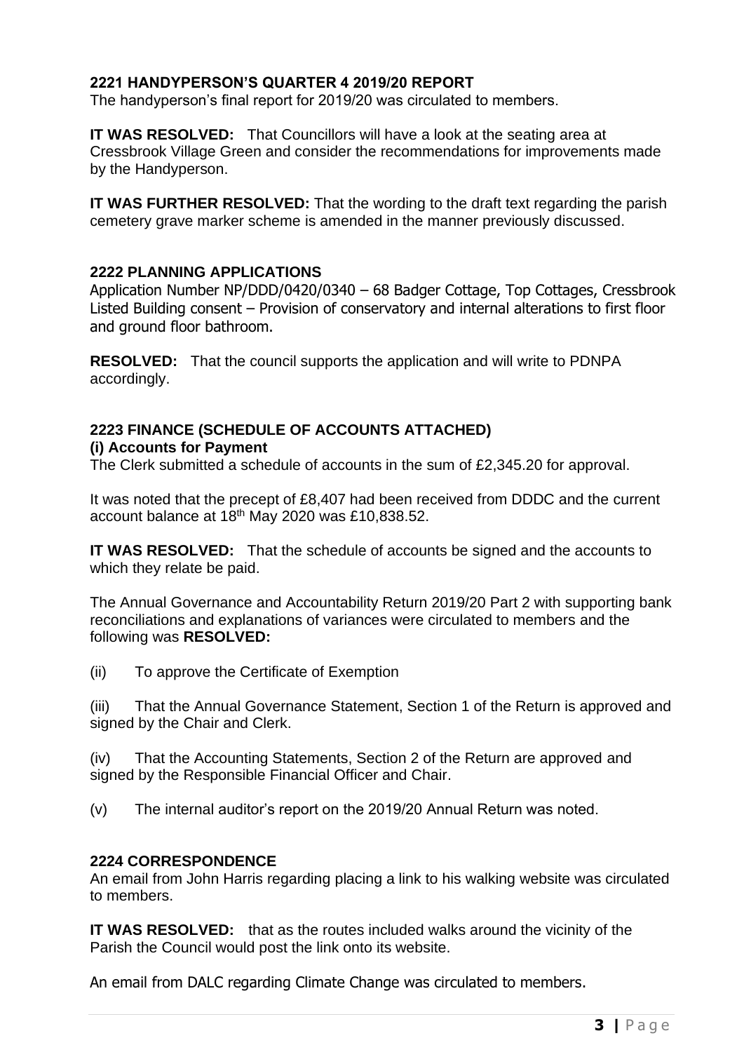## 2221 HANDYPERSON'S QUARTER 4 2019/20 REPORT

The handyperson's final report for 2019/20 was circulated to members.

**IT WAS RESOLVED:** That Councillors will have a look at the seating area at Cressbrook Village Green and consider the recommendations for improvements made by the Handyperson.

**IT WAS FURTHER RESOLVED:** That the wording to the draft text regarding the parish cemetery grave marker scheme is amended in the manner previously discussed.

## 2222 PLANNING APPLICATIONS

Application Number NP/DDD/0420/0340 – 68 Badger Cottage, Top Cottages, Cressbrook Listed Building consent – Provision of conservatory and internal alterations to first floor and ground floor bathroom.

**RESOLVED:** That the council supports the application and will write to PDNPA accordingly.

## 2223 FINANCE (SCHEDULE OF ACCOUNTS ATTACHED)

**(i) Accounts for Payment**

The Clerk submitted a schedule of accounts in the sum of £2,345.20 for approval.

It was noted that the precept of £8,407 had been received from DDDC and the current account balance at 18th May 2020 was £10,838.52.

**IT WAS RESOLVED:** That the schedule of accounts be signed and the accounts to which they relate be paid.

The Annual Governance and Accountability Return 2019/20 Part 2 with supporting bank reconciliations and explanations of variances were circulated to members and the following was **RESOLVED:**

(ii) To approve the Certificate of Exemption

(iii) That the Annual Governance Statement, Section 1 of the Return is approved and signed by the Chair and Clerk.

(iv) That the Accounting Statements, Section 2 of the Return are approved and signed by the Responsible Financial Officer and Chair.

(v) The internal auditor's report on the 2019/20 Annual Return was noted.

## 2224 CORRESPONDENCE

An email from John Harris regarding placing a link to his walking website was circulated to members.

**IT WAS RESOLVED:** that as the routes included walks around the vicinity of the Parish the Council would post the link onto its website.

An email from DALC regarding Climate Change was circulated to members.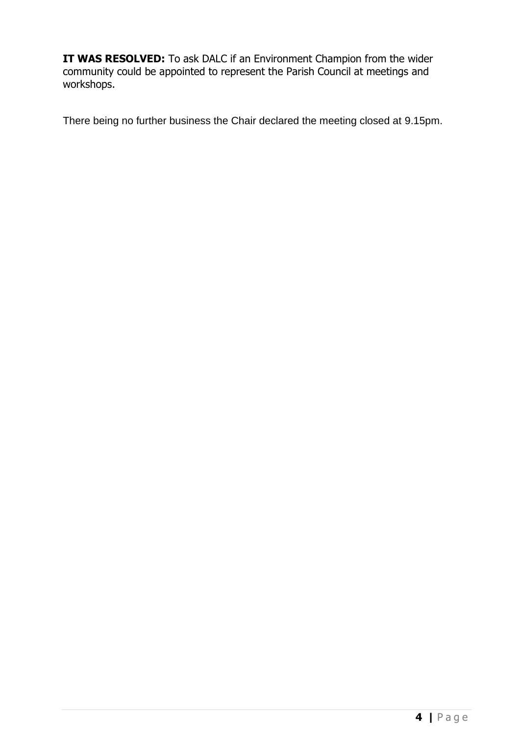**IT WAS RESOLVED:** To ask DALC if an Environment Champion from the wider community could be appointed to represent the Parish Council at meetings and workshops.

There being no further business the Chair declared the meeting closed at 9.15pm.